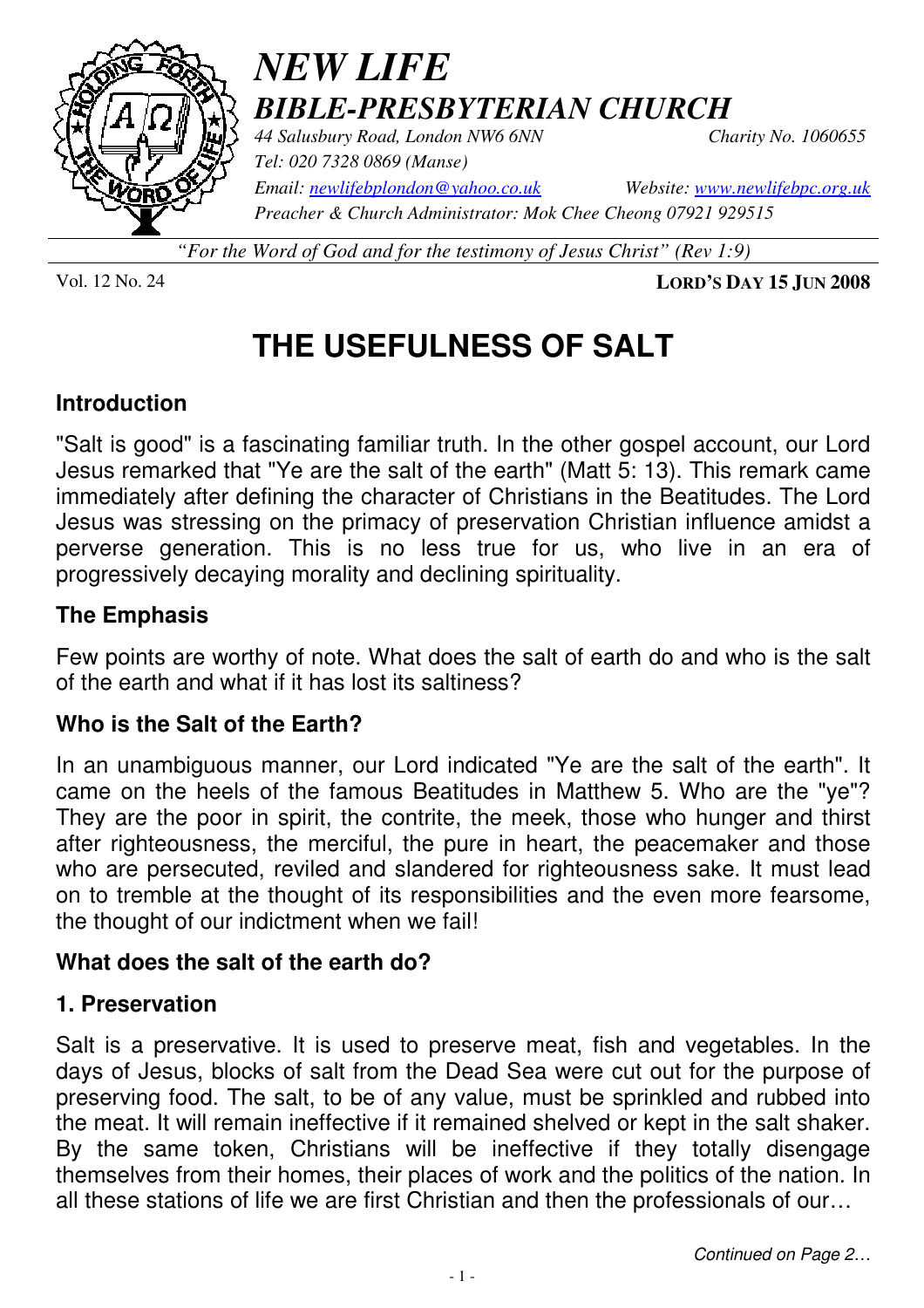# *NEW LIFE*
## *BIBLE-PRESBYTERIAN CHURCH*

*44 Salusbury Road, London NW6 6NN* *Charity No. 1060655*
*Tel: 020 7328 0869 (Manse)*
*Email: newlifebplondon@yahoo.co.uk* *Website: www.newlifebpc.org.uk*
*Preacher & Church Administrator: Mok Chee Cheong 07921 929515*

*"For the Word of God and for the testimony of Jesus Christ" (Rev 1:9)*

Vol. 12 No. 24 **LORD'S DAY 15 JUN 2008**

# THE USEFULNESS OF SALT

## Introduction

"Salt is good" is a fascinating familiar truth. In the other gospel account, our Lord Jesus remarked that "Ye are the salt of the earth" (Matt 5: 13). This remark came immediately after defining the character of Christians in the Beatitudes. The Lord Jesus was stressing on the primacy of preservation Christian influence amidst a perverse generation. This is no less true for us, who live in an era of progressively decaying morality and declining spirituality.

## The Emphasis

Few points are worthy of note. What does the salt of earth do and who is the salt of the earth and what if it has lost its saltiness?

## Who is the Salt of the Earth?

In an unambiguous manner, our Lord indicated "Ye are the salt of the earth". It came on the heels of the famous Beatitudes in Matthew 5. Who are the "ye"? They are the poor in spirit, the contrite, the meek, those who hunger and thirst after righteousness, the merciful, the pure in heart, the peacemaker and those who are persecuted, reviled and slandered for righteousness sake. It must lead on to tremble at the thought of its responsibilities and the even more fearsome, the thought of our indictment when we fail!

## What does the salt of the earth do?

### 1. Preservation

Salt is a preservative. It is used to preserve meat, fish and vegetables. In the days of Jesus, blocks of salt from the Dead Sea were cut out for the purpose of preserving food. The salt, to be of any value, must be sprinkled and rubbed into the meat. It will remain ineffective if it remained shelved or kept in the salt shaker. By the same token, Christians will be ineffective if they totally disengage themselves from their homes, their places of work and the politics of the nation. In all these stations of life we are first Christian and then the professionals of our…

*Continued on Page 2…*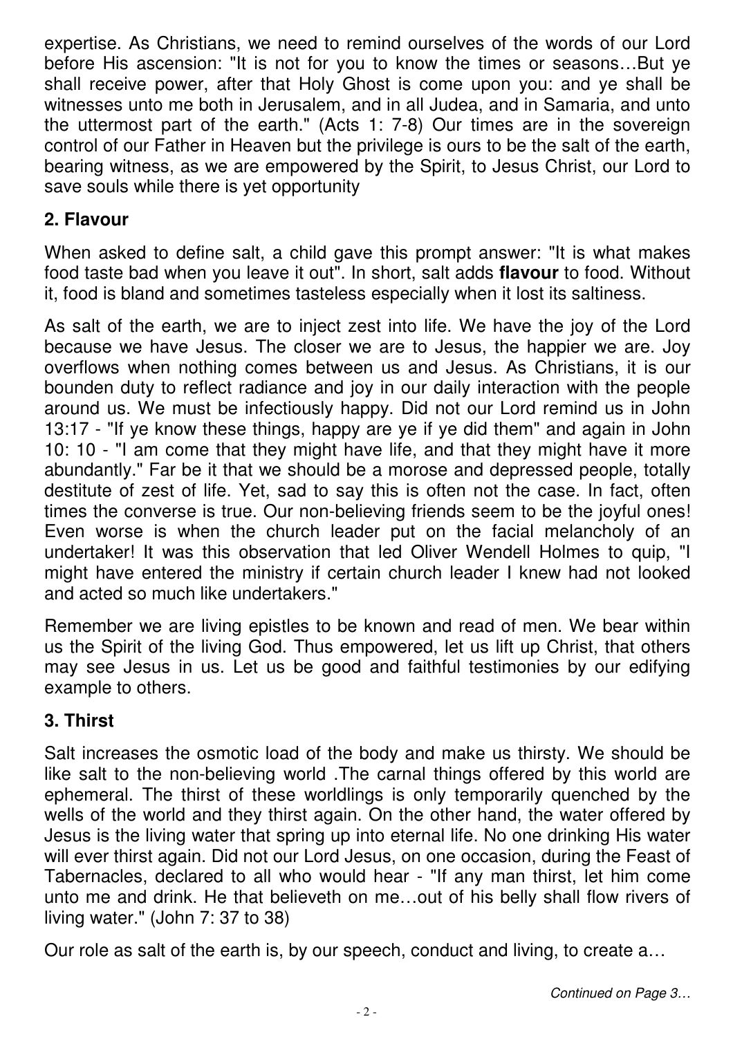expertise. As Christians, we need to remind ourselves of the words of our Lord before His ascension: "It is not for you to know the times or seasons…But ye shall receive power, after that Holy Ghost is come upon you: and ye shall be witnesses unto me both in Jerusalem, and in all Judea, and in Samaria, and unto the uttermost part of the earth." (Acts 1: 7-8) Our times are in the sovereign control of our Father in Heaven but the privilege is ours to be the salt of the earth, bearing witness, as we are empowered by the Spirit, to Jesus Christ, our Lord to save souls while there is yet opportunity

### 2. Flavour

When asked to define salt, a child gave this prompt answer: "It is what makes food taste bad when you leave it out". In short, salt adds **flavour** to food. Without it, food is bland and sometimes tasteless especially when it lost its saltiness.

As salt of the earth, we are to inject zest into life. We have the joy of the Lord because we have Jesus. The closer we are to Jesus, the happier we are. Joy overflows when nothing comes between us and Jesus. As Christians, it is our bounden duty to reflect radiance and joy in our daily interaction with the people around us. We must be infectiously happy. Did not our Lord remind us in John 13:17 - "If ye know these things, happy are ye if ye did them" and again in John 10: 10 - "I am come that they might have life, and that they might have it more abundantly." Far be it that we should be a morose and depressed people, totally destitute of zest of life. Yet, sad to say this is often not the case. In fact, often times the converse is true. Our non-believing friends seem to be the joyful ones! Even worse is when the church leader put on the facial melancholy of an undertaker! It was this observation that led Oliver Wendell Holmes to quip, "I might have entered the ministry if certain church leader I knew had not looked and acted so much like undertakers."

Remember we are living epistles to be known and read of men. We bear within us the Spirit of the living God. Thus empowered, let us lift up Christ, that others may see Jesus in us. Let us be good and faithful testimonies by our edifying example to others.

### 3. Thirst

Salt increases the osmotic load of the body and make us thirsty. We should be like salt to the non-believing world .The carnal things offered by this world are ephemeral. The thirst of these worldlings is only temporarily quenched by the wells of the world and they thirst again. On the other hand, the water offered by Jesus is the living water that spring up into eternal life. No one drinking His water will ever thirst again. Did not our Lord Jesus, on one occasion, during the Feast of Tabernacles, declared to all who would hear - "If any man thirst, let him come unto me and drink. He that believeth on me…out of his belly shall flow rivers of living water." (John 7: 37 to 38)

Our role as salt of the earth is, by our speech, conduct and living, to create a…

*Continued on Page 3…*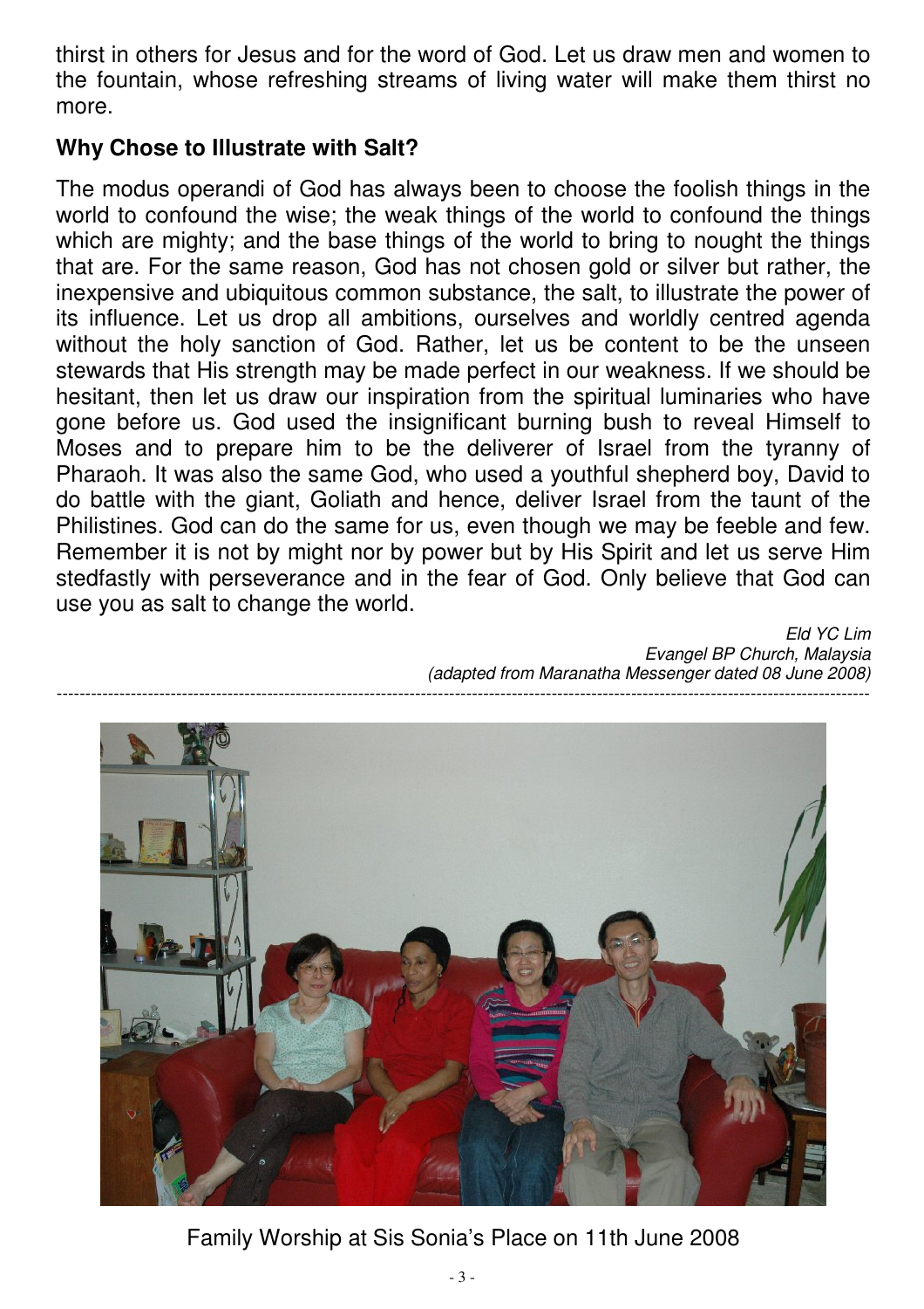thirst in others for Jesus and for the word of God. Let us draw men and women to the fountain, whose refreshing streams of living water will make them thirst no more.

**Why Chose to Illustrate with Salt?**

The modus operandi of God has always been to choose the foolish things in the world to confound the wise; the weak things of the world to confound the things which are mighty; and the base things of the world to bring to nought the things that are. For the same reason, God has not chosen gold or silver but rather, the inexpensive and ubiquitous common substance, the salt, to illustrate the power of its influence. Let us drop all ambitions, ourselves and worldly centred agenda without the holy sanction of God. Rather, let us be content to be the unseen stewards that His strength may be made perfect in our weakness. If we should be hesitant, then let us draw our inspiration from the spiritual luminaries who have gone before us. God used the insignificant burning bush to reveal Himself to Moses and to prepare him to be the deliverer of Israel from the tyranny of Pharaoh. It was also the same God, who used a youthful shepherd boy, David to do battle with the giant, Goliath and hence, deliver Israel from the taunt of the Philistines. God can do the same for us, even though we may be feeble and few. Remember it is not by might nor by power but by His Spirit and let us serve Him stedfastly with perseverance and in the fear of God. Only believe that God can use you as salt to change the world.

*Eld YC Lim*
*Evangel BP Church, Malaysia*
*(adapted from Maranatha Messenger dated 08 June 2008)*

---

Family Worship at Sis Sonia's Place on 11th June 2008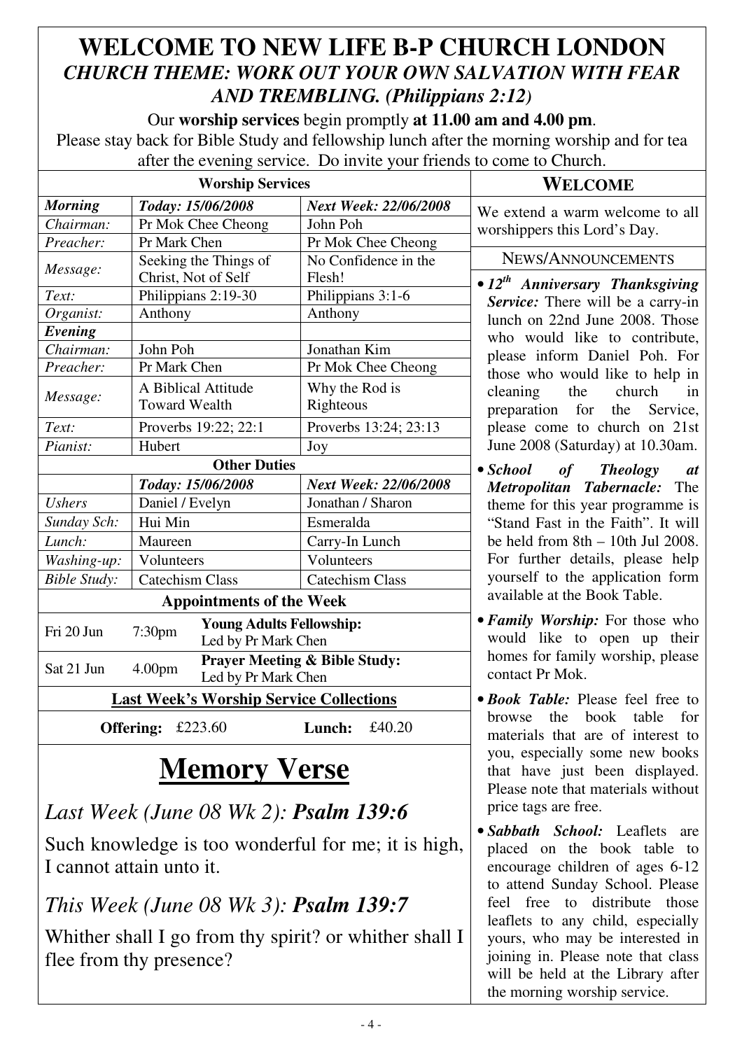# WELCOME TO NEW LIFE B-P CHURCH LONDON

## *CHURCH THEME: WORK OUT YOUR OWN SALVATION WITH FEAR AND TREMBLING. (Philippians 2:12)*

Our **worship services** begin promptly **at 11.00 am and 4.00 pm**.

Please stay back for Bible Study and fellowship lunch after the morning worship and for tea after the evening service. Do invite your friends to come to Church.

| **Worship Services** | | |
|---|---|---|
| ***Morning*** | ***Today: 15/06/2008*** | ***Next Week: 22/06/2008*** |
| *Chairman:* | Pr Mok Chee Cheong | John Poh |
| *Preacher:* | Pr Mark Chen | Pr Mok Chee Cheong |
| *Message:* | Seeking the Things of Christ, Not of Self | No Confidence in the Flesh! |
| *Text:* | Philippians 2:19-30 | Philippians 3:1-6 |
| *Organist:* | Anthony | Anthony |
| ***Evening*** | | |
| *Chairman:* | John Poh | Jonathan Kim |
| *Preacher:* | Pr Mark Chen | Pr Mok Chee Cheong |
| *Message:* | A Biblical Attitude Toward Wealth | Why the Rod is Righteous |
| *Text:* | Proverbs 19:22; 22:1 | Proverbs 13:24; 23:13 |
| *Pianist:* | Hubert | Joy |

| **Other Duties** | | |
|---|---|---|
| | ***Today: 15/06/2008*** | ***Next Week: 22/06/2008*** |
| *Ushers* | Daniel / Evelyn | Jonathan / Sharon |
| *Sunday Sch:* | Hui Min | Esmeralda |
| *Lunch:* | Maureen | Carry-In Lunch |
| *Washing-up:* | Volunteers | Volunteers |
| *Bible Study:* | Catechism Class | Catechism Class |

| **Appointments of the Week** | | |
|---|---|---|
| Fri 20 Jun | 7:30pm | **Young Adults Fellowship:** Led by Pr Mark Chen |
| Sat 21 Jun | 4.00pm | **Prayer Meeting & Bible Study:** Led by Pr Mark Chen |

**Last Week's Worship Service Collections**

**Offering:** £223.60 **Lunch:** £40.20

# Memory Verse

*Last Week (June 08 Wk 2):* ***Psalm 139:6***

Such knowledge is too wonderful for me; it is high, I cannot attain unto it.

*This Week (June 08 Wk 3):* ***Psalm 139:7***

Whither shall I go from thy spirit? or whither shall I flee from thy presence?

## WELCOME

We extend a warm welcome to all worshippers this Lord's Day.

## NEWS/ANNOUNCEMENTS

- ***12th Anniversary Thanksgiving Service:*** There will be a carry-in lunch on 22nd June 2008. Those who would like to contribute, please inform Daniel Poh. For those who would like to help in cleaning the church in preparation for the Service, please come to church on 21st June 2008 (Saturday) at 10.30am.
- ***School of Theology at Metropolitan Tabernacle:*** The theme for this year programme is "Stand Fast in the Faith". It will be held from 8th – 10th Jul 2008. For further details, please help yourself to the application form available at the Book Table.
- ***Family Worship:*** For those who would like to open up their homes for family worship, please contact Pr Mok.
- ***Book Table:*** Please feel free to browse the book table for materials that are of interest to you, especially some new books that have just been displayed. Please note that materials without price tags are free.
- ***Sabbath School:*** Leaflets are placed on the book table to encourage children of ages 6-12 to attend Sunday School. Please feel free to distribute those leaflets to any child, especially yours, who may be interested in joining in. Please note that class will be held at the Library after the morning worship service.